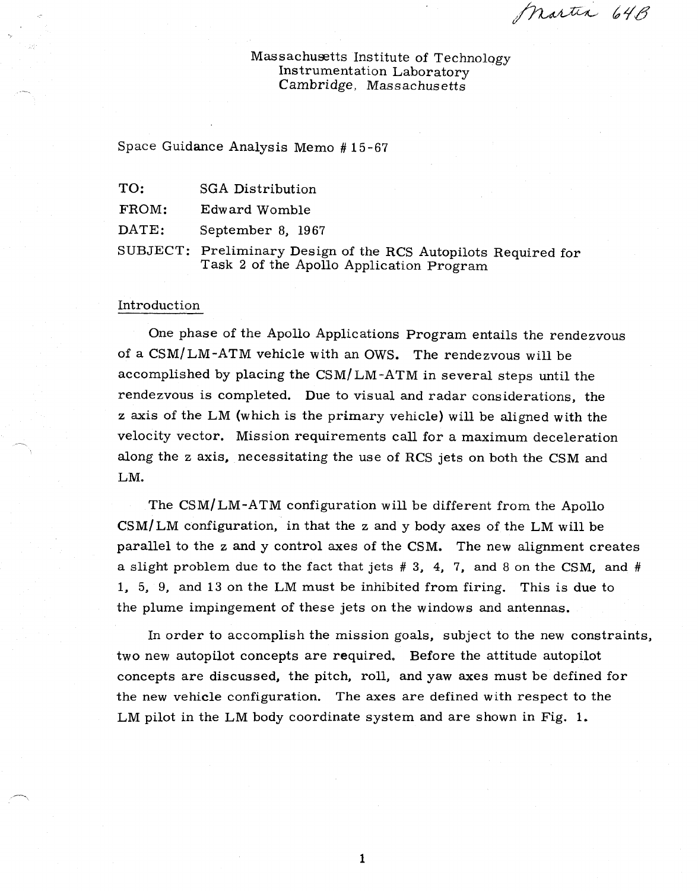Martin 64B

Massachusetts Institute of Technology
Instrumentation Laboratory
Cambridge, Massachusetts

Space Guidance Analysis Memo # 15-67

TO: SGA Distribution

FROM: Edward Womble

DATE: September 8, 1967

SUBJECT: Preliminary Design of the RCS Autopilots Required for Task 2 of the Apollo Application Program

## Introduction

One phase of the Apollo Applications Program entails the rendezvous of a CSM/LM-ATM vehicle with an OWS. The rendezvous will be accomplished by placing the CSM/LM-ATM in several steps until the rendezvous is completed. Due to visual and radar considerations, the z axis of the LM (which is the primary vehicle) will be aligned with the velocity vector. Mission requirements call for a maximum deceleration along the z axis, necessitating the use of RCS jets on both the CSM and LM.

The CSM/LM-ATM configuration will be different from the Apollo CSM/LM configuration, in that the z and y body axes of the LM will be parallel to the z and y control axes of the CSM. The new alignment creates a slight problem due to the fact that jets # 3, 4, 7, and 8 on the CSM, and # 1, 5, 9, and 13 on the LM must be inhibited from firing. This is due to the plume impingement of these jets on the windows and antennas.

In order to accomplish the mission goals, subject to the new constraints, two new autopilot concepts are required. Before the attitude autopilot concepts are discussed, the pitch, roll, and yaw axes must be defined for the new vehicle configuration. The axes are defined with respect to the LM pilot in the LM body coordinate system and are shown in Fig. 1.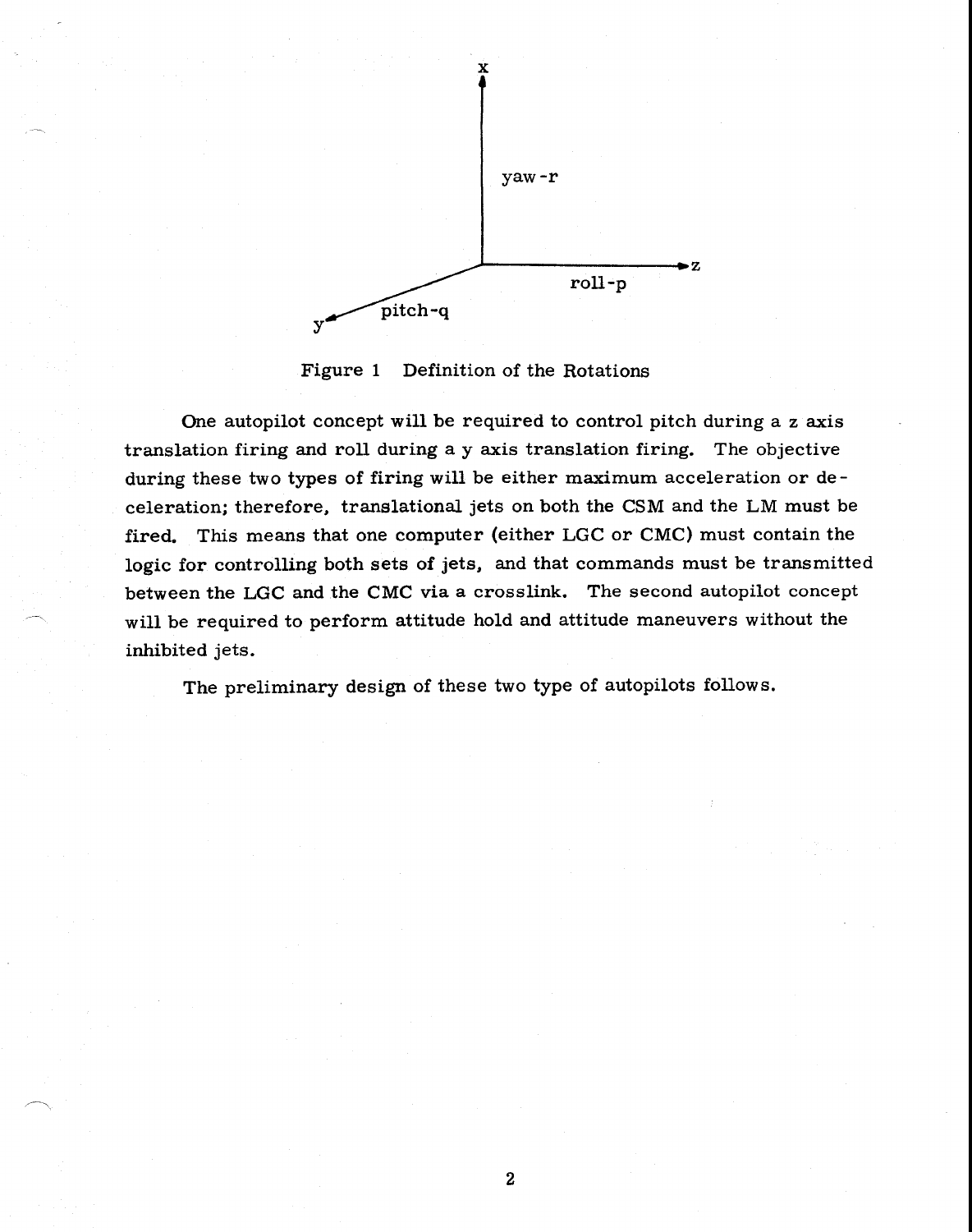Figure 1 Definition of the Rotations

One autopilot concept will be required to control pitch during a z axis translation firing and roll during a y axis translation firing. The objective during these two types of firing will be either maximum acceleration or deceleration; therefore, translational jets on both the CSM and the LM must be fired. This means that one computer (either LGC or CMC) must contain the logic for controlling both sets of jets, and that commands must be transmitted between the LGC and the CMC via a crosslink. The second autopilot concept will be required to perform attitude hold and attitude maneuvers without the inhibited jets.

The preliminary design of these two type of autopilots follows.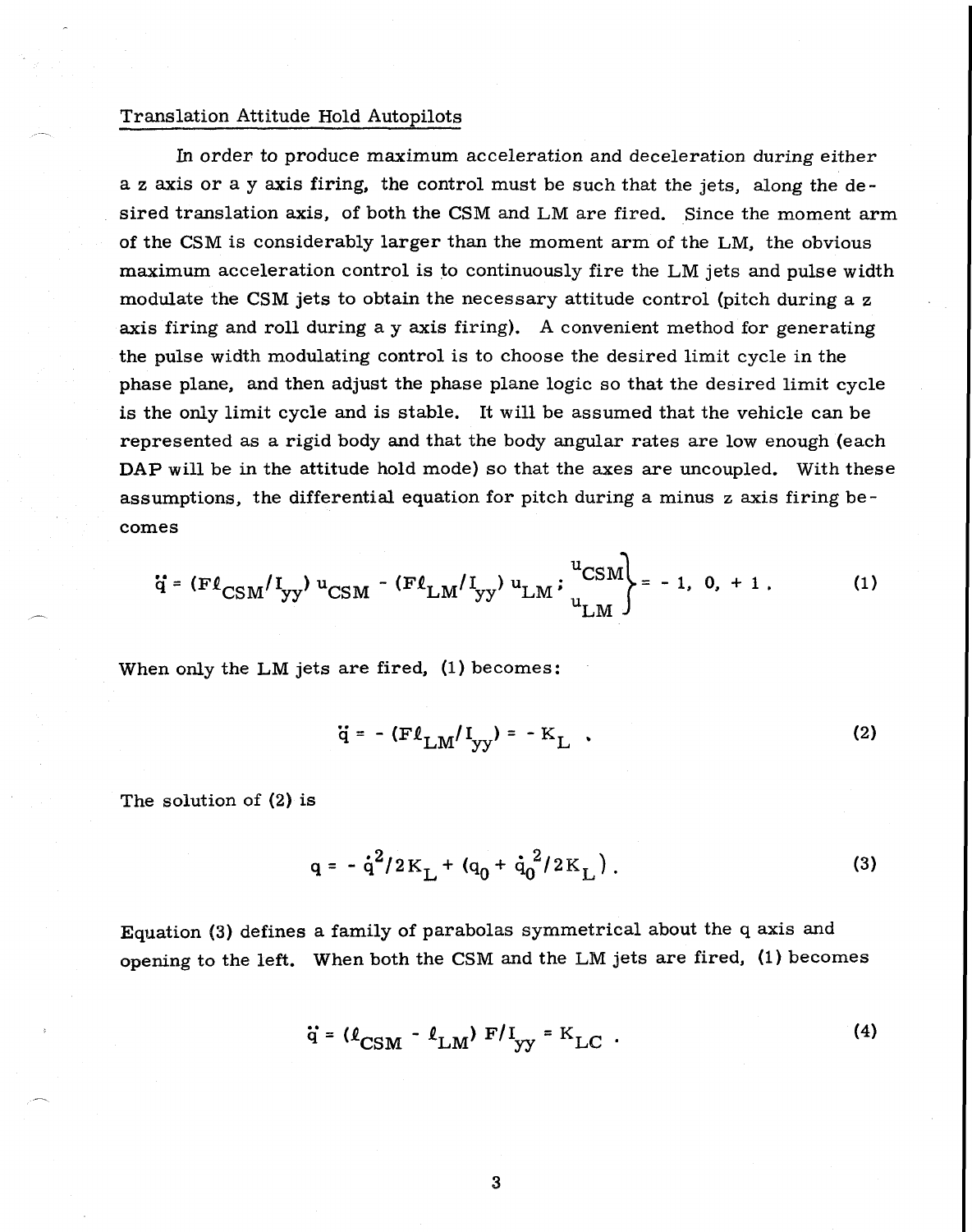## Translation Attitude Hold Autopilots

In order to produce maximum acceleration and deceleration during either a z axis or a y axis firing, the control must be such that the jets, along the desired translation axis, of both the CSM and LM are fired. Since the moment arm of the CSM is considerably larger than the moment arm of the LM, the obvious maximum acceleration control is to continuously fire the LM jets and pulse width modulate the CSM jets to obtain the necessary attitude control (pitch during a z axis firing and roll during a y axis firing). A convenient method for generating the pulse width modulating control is to choose the desired limit cycle in the phase plane, and then adjust the phase plane logic so that the desired limit cycle is the only limit cycle and is stable. It will be assumed that the vehicle can be represented as a rigid body and that the body angular rates are low enough (each DAP will be in the attitude hold mode) so that the axes are uncoupled. With these assumptions, the differential equation for pitch during a minus z axis firing becomes

$$\ddot{q} = (F\ell_{CSM}/I_{yy})\,u_{CSM} - (F\ell_{LM}/I_{yy})\,u_{LM}\,; \quad \left.\begin{matrix} u_{CSM} \\ u_{LM} \end{matrix}\right\} = -1,\ 0,\ +1\,. \tag{1}$$

When only the LM jets are fired, (1) becomes:

$$\ddot{q} = -(F\ell_{LM}/I_{yy}) = -K_L\,. \tag{2}$$

The solution of (2) is

$$q = -\dot{q}^2/2K_L + (q_0 + \dot{q}_0^{\,2}/2K_L)\,. \tag{3}$$

Equation (3) defines a family of parabolas symmetrical about the q axis and opening to the left. When both the CSM and the LM jets are fired, (1) becomes

$$\ddot{q} = (\ell_{CSM} - \ell_{LM})\,F/I_{yy} = K_{LC}\,. \tag{4}$$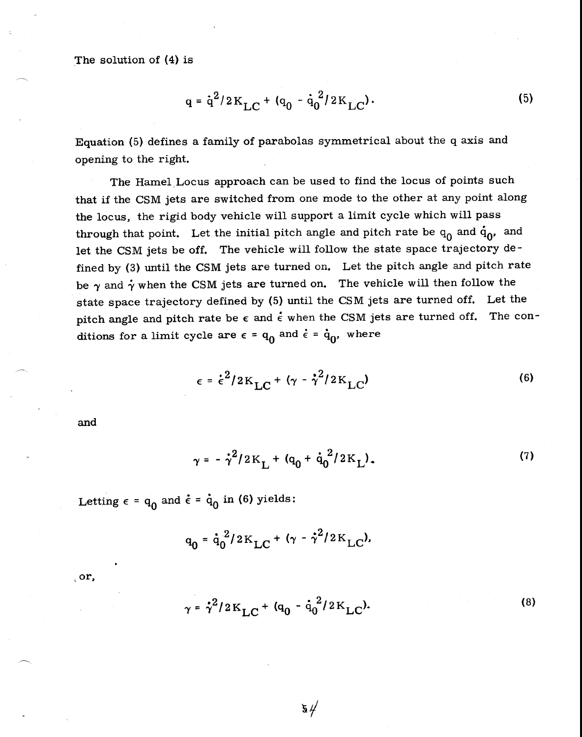The solution of (4) is

$$q = \dot{q}^2/2K_{LC} + (q_0 - \dot{q}_0^2/2K_{LC}). \tag{5}$$

Equation (5) defines a family of parabolas symmetrical about the q axis and opening to the right.

The Hamel Locus approach can be used to find the locus of points such that if the CSM jets are switched from one mode to the other at any point along the locus, the rigid body vehicle will support a limit cycle which will pass through that point. Let the initial pitch angle and pitch rate be $q_0$ and $\dot{q}_0$, and let the CSM jets be off. The vehicle will follow the state space trajectory defined by (3) until the CSM jets are turned on. Let the pitch angle and pitch rate be $\gamma$ and $\dot{\gamma}$ when the CSM jets are turned on. The vehicle will then follow the state space trajectory defined by (5) until the CSM jets are turned off. Let the pitch angle and pitch rate be $\epsilon$ and $\dot{\epsilon}$ when the CSM jets are turned off. The conditions for a limit cycle are $\epsilon = q_0$ and $\dot{\epsilon} = \dot{q}_0$, where

$$\epsilon = \dot{\epsilon}^2/2K_{LC} + (\gamma - \dot{\gamma}^2/2K_{LC}) \tag{6}$$

and

$$\gamma = -\dot{\gamma}^2/2K_L + (q_0 + \dot{q}_0^2/2K_L). \tag{7}$$

Letting $\epsilon = q_0$ and $\dot{\epsilon} = \dot{q}_0$ in (6) yields:

$$q_0 = \dot{q}_0^2/2K_{LC} + (\gamma - \dot{\gamma}^2/2K_{LC}),$$

or,

$$\gamma = \dot{\gamma}^2/2K_{LC} + (q_0 - \dot{q}_0^2/2K_{LC}). \tag{8}$$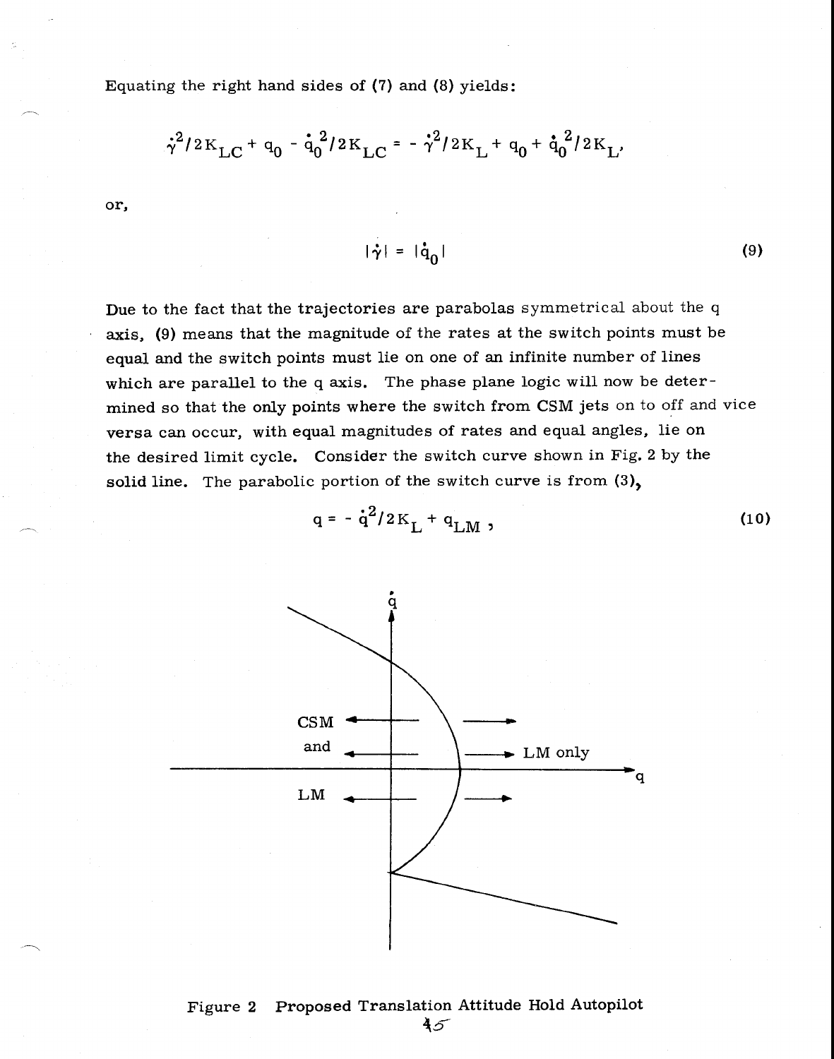Equating the right hand sides of (7) and (8) yields:

$$\dot{\gamma}^2/2K_{LC} + q_0 - \dot{q}_0^2/2K_{LC} = -\dot{\gamma}^2/2K_L + q_0 + \dot{q}_0^2/2K_L,$$

or,

$$|\dot{\gamma}| = |\dot{q}_0| \tag{9}$$

Due to the fact that the trajectories are parabolas symmetrical about the q axis, (9) means that the magnitude of the rates at the switch points must be equal and the switch points must lie on one of an infinite number of lines which are parallel to the q axis. The phase plane logic will now be determined so that the only points where the switch from CSM jets on to off and vice versa can occur, with equal magnitudes of rates and equal angles, lie on the desired limit cycle. Consider the switch curve shown in Fig. 2 by the solid line. The parabolic portion of the switch curve is from (3),

$$q = -\dot{q}^2/2K_L + q_{LM}, \tag{10}$$

Figure 2 Proposed Translation Attitude Hold Autopilot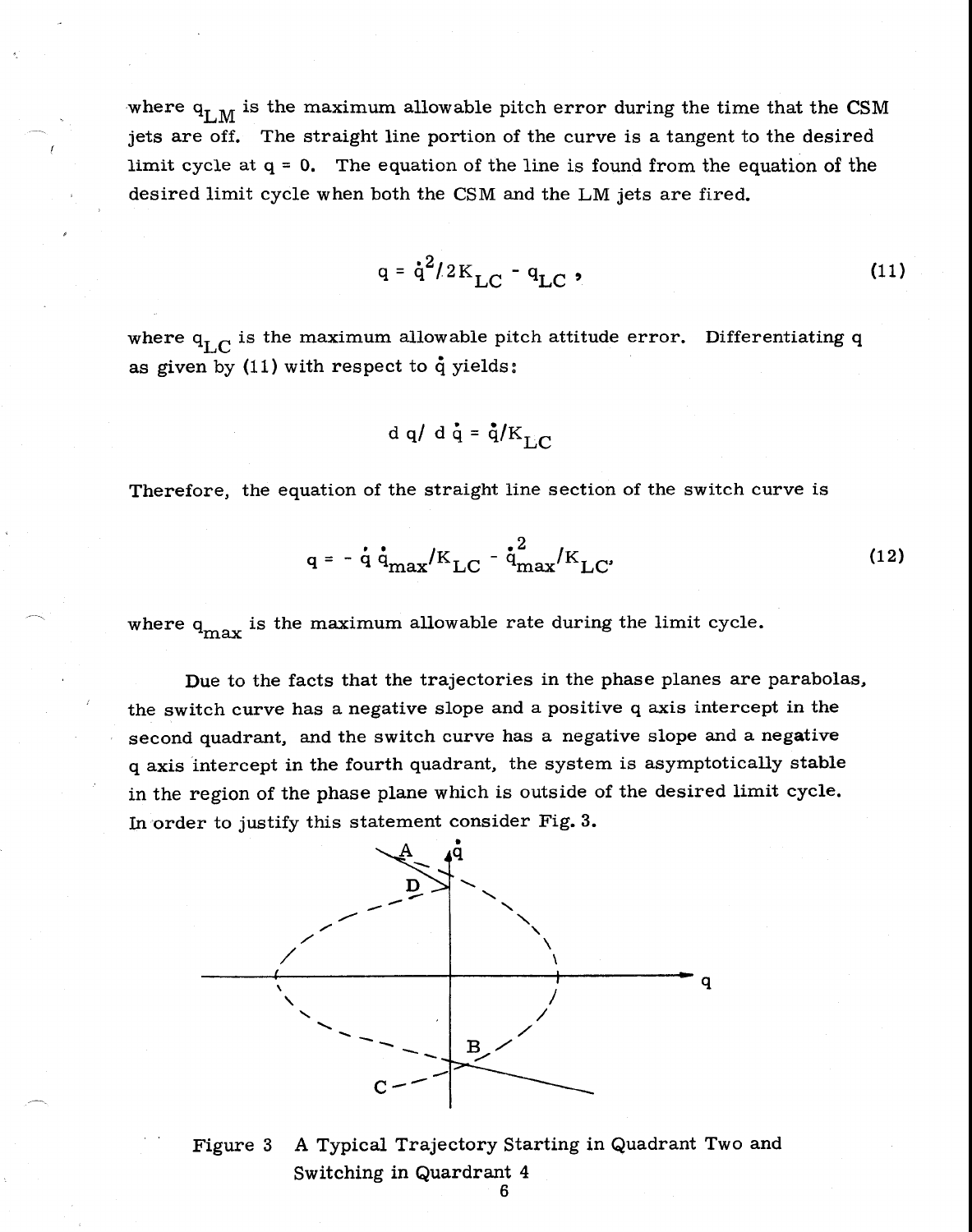where $q_{LM}$ is the maximum allowable pitch error during the time that the CSM jets are off. The straight line portion of the curve is a tangent to the desired limit cycle at $q = 0$. The equation of the line is found from the equation of the desired limit cycle when both the CSM and the LM jets are fired.

$$q = \dot{q}^2/2K_{LC} - q_{LC}, \tag{11}$$

where $q_{LC}$ is the maximum allowable pitch attitude error. Differentiating q as given by (11) with respect to $\dot{q}$ yields:

$$dq/d\dot{q} = \dot{q}/K_{LC}$$

Therefore, the equation of the straight line section of the switch curve is

$$q = -\dot{q}\,\dot{q}_{max}/K_{LC} - \dot{q}_{max}^2/K_{LC}, \tag{12}$$

where $q_{max}$ is the maximum allowable rate during the limit cycle.

Due to the facts that the trajectories in the phase planes are parabolas, the switch curve has a negative slope and a positive q axis intercept in the second quadrant, and the switch curve has a negative slope and a negative q axis intercept in the fourth quadrant, the system is asymptotically stable in the region of the phase plane which is outside of the desired limit cycle. In order to justify this statement consider Fig. 3.

Figure 3 A Typical Trajectory Starting in Quadrant Two and Switching in Quardrant 4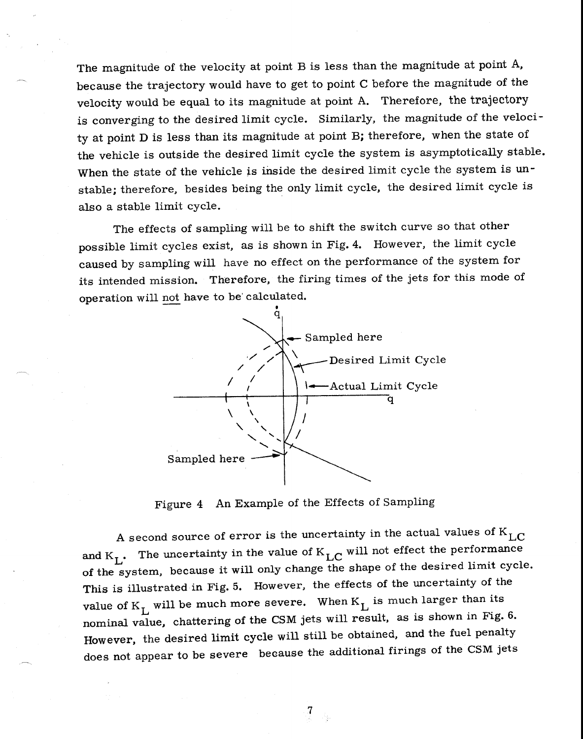The magnitude of the velocity at point B is less than the magnitude at point A, because the trajectory would have to get to point C before the magnitude of the velocity would be equal to its magnitude at point A. Therefore, the trajectory is converging to the desired limit cycle. Similarly, the magnitude of the velocity at point D is less than its magnitude at point B; therefore, when the state of the vehicle is outside the desired limit cycle the system is asymptotically stable. When the state of the vehicle is inside the desired limit cycle the system is unstable; therefore, besides being the only limit cycle, the desired limit cycle is also a stable limit cycle.

The effects of sampling will be to shift the switch curve so that other possible limit cycles exist, as is shown in Fig. 4. However, the limit cycle caused by sampling will have no effect on the performance of the system for its intended mission. Therefore, the firing times of the jets for this mode of operation will not have to be calculated.

Figure 4 An Example of the Effects of Sampling

A second source of error is the uncertainty in the actual values of $K_{LC}$ and $K_L$. The uncertainty in the value of $K_{LC}$ will not effect the performance of the system, because it will only change the shape of the desired limit cycle. This is illustrated in Fig. 5. However, the effects of the uncertainty of the value of $K_L$ will be much more severe. When $K_L$ is much larger than its nominal value, chattering of the CSM jets will result, as is shown in Fig. 6. However, the desired limit cycle will still be obtained, and the fuel penalty does not appear to be severe because the additional firings of the CSM jets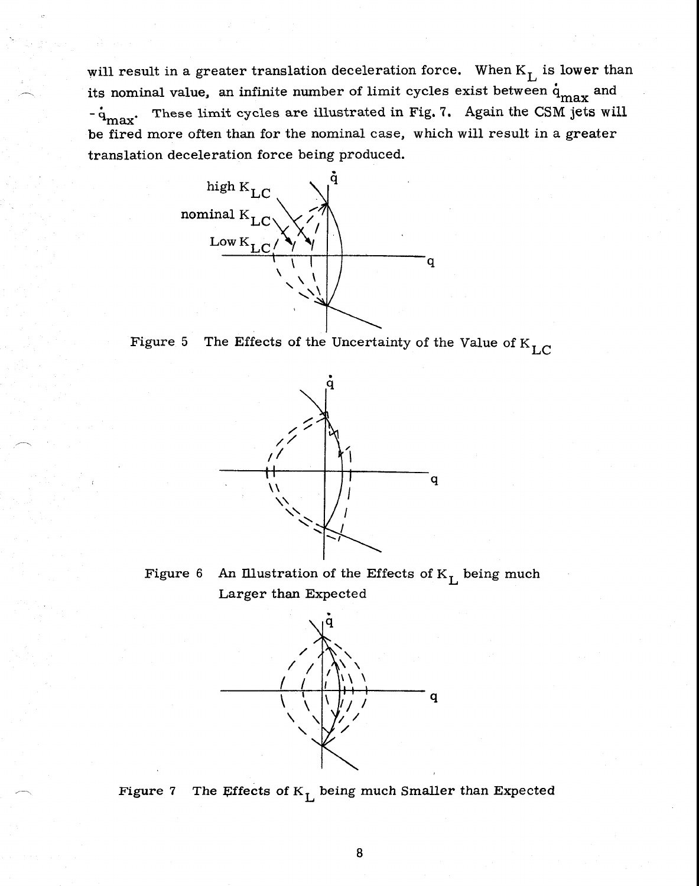will result in a greater translation deceleration force. When $K_L$ is lower than its nominal value, an infinite number of limit cycles exist between $\dot{q}_{max}$ and $-\dot{q}_{max}$. These limit cycles are illustrated in Fig. 7. Again the CSM jets will be fired more often than for the nominal case, which will result in a greater translation deceleration force being produced.

Figure 5 The Effects of the Uncertainty of the Value of $K_{LC}$

Figure 6 An Illustration of the Effects of $K_L$ being much Larger than Expected

Figure 7 The Effects of $K_L$ being much Smaller than Expected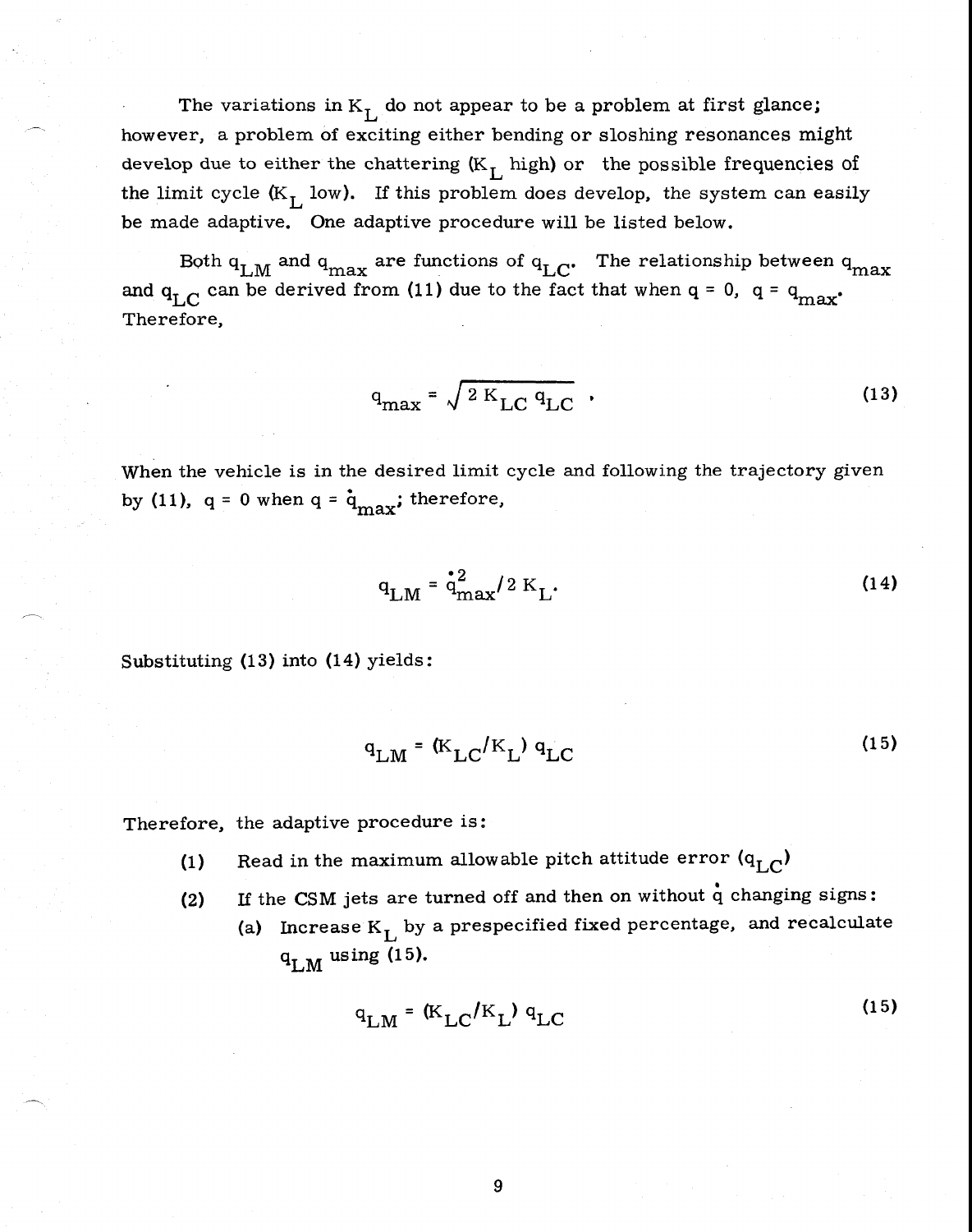The variations in $K_L$ do not appear to be a problem at first glance; however, a problem of exciting either bending or sloshing resonances might develop due to either the chattering ($K_L$ high) or the possible frequencies of the limit cycle ($K_L$ low). If this problem does develop, the system can easily be made adaptive. One adaptive procedure will be listed below.

Both $q_{LM}$ and $q_{max}$ are functions of $q_{LC}$. The relationship between $q_{max}$ and $q_{LC}$ can be derived from (11) due to the fact that when $q = 0$, $q = q_{max}$. Therefore,

$$q_{max} = \sqrt{2 K_{LC} q_{LC}} \quad . \tag{13}$$

When the vehicle is in the desired limit cycle and following the trajectory given by (11), $q = 0$ when $q = \dot{q}_{max}$; therefore,

$$q_{LM} = \dot{q}^2_{max} / 2 K_L . \tag{14}$$

Substituting (13) into (14) yields:

$$q_{LM} = (K_{LC} / K_L) \, q_{LC} \tag{15}$$

Therefore, the adaptive procedure is:

(1) Read in the maximum allowable pitch attitude error ($q_{LC}$)

(2) If the CSM jets are turned off and then on without $\dot{q}$ changing signs:

   (a) Increase $K_L$ by a prespecified fixed percentage, and recalculate $q_{LM}$ using (15).

$$q_{LM} = (K_{LC} / K_L) \, q_{LC} \tag{15}$$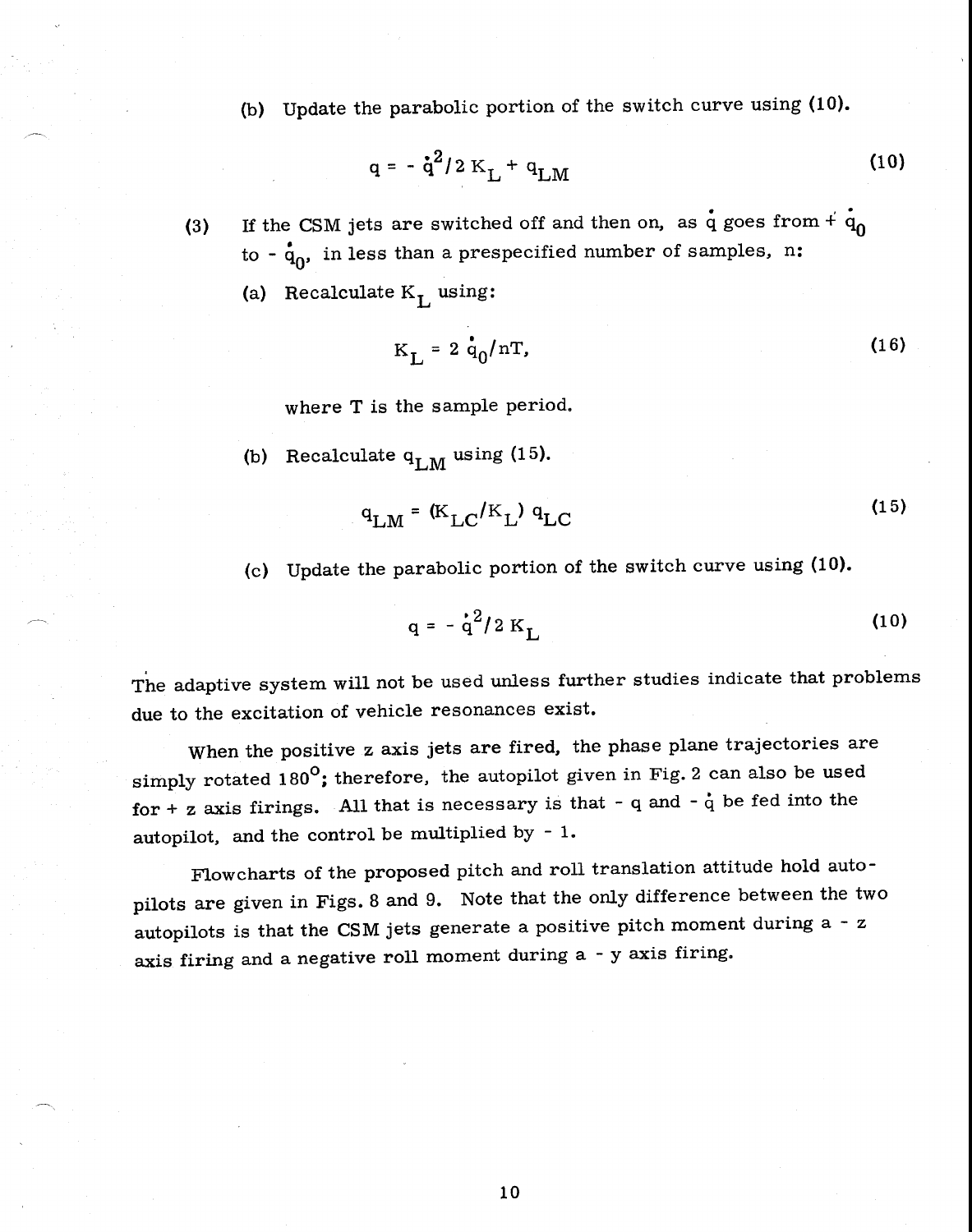(b) Update the parabolic portion of the switch curve using (10).

$$q = - \dot{q}^2 / 2\, K_L + q_{LM} \tag{10}$$

(3) If the CSM jets are switched off and then on, as $\dot{q}$ goes from $+\dot{q}_0$ to $-\dot{q}_0$, in less than a prespecified number of samples, n:

(a) Recalculate $K_L$ using:

$$K_L = 2\, \dot{q}_0 / nT, \tag{16}$$

where T is the sample period.

(b) Recalculate $q_{LM}$ using (15).

$$q_{LM} = (K_{LC} / K_L)\, q_{LC} \tag{15}$$

(c) Update the parabolic portion of the switch curve using (10).

$$q = - \dot{q}^2 / 2\, K_L \tag{10}$$

The adaptive system will not be used unless further studies indicate that problems due to the excitation of vehicle resonances exist.

When the positive z axis jets are fired, the phase plane trajectories are simply rotated 180°; therefore, the autopilot given in Fig. 2 can also be used for + z axis firings. All that is necessary is that $- q$ and $- \dot{q}$ be fed into the autopilot, and the control be multiplied by $- 1$.

Flowcharts of the proposed pitch and roll translation attitude hold autopilots are given in Figs. 8 and 9. Note that the only difference between the two autopilots is that the CSM jets generate a positive pitch moment during a $- z$ axis firing and a negative roll moment during a $- y$ axis firing.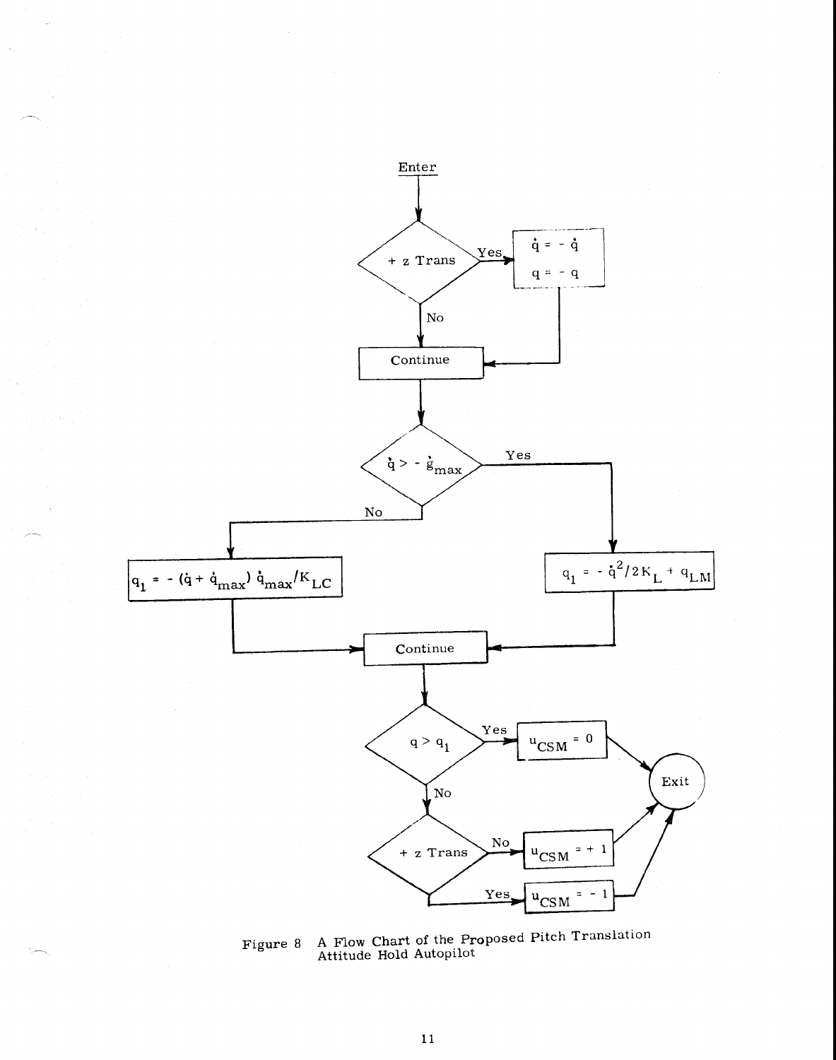Enter

- **+ z Trans?**
  - Yes: $\dot{q} = -\dot{q}$, $q = -q$
  - No: Continue

Continue

- **$\dot{q} > -\dot{g}_{max}$?**
  - Yes: $q_1 = -\dot{q}^2/2K_L + q_{LM}$
  - No: $q_1 = -(\dot{q} + \dot{q}_{max})\,\dot{q}_{max}/K_{LC}$

Continue

- **$q > q_1$?**
  - Yes: $u_{CSM} = 0$ → Exit
  - No: **+ z Trans?**
    - No: $u_{CSM} = +1$ → Exit
    - Yes: $u_{CSM} = -1$ → Exit

Figure 8 A Flow Chart of the Proposed Pitch Translation Attitude Hold Autopilot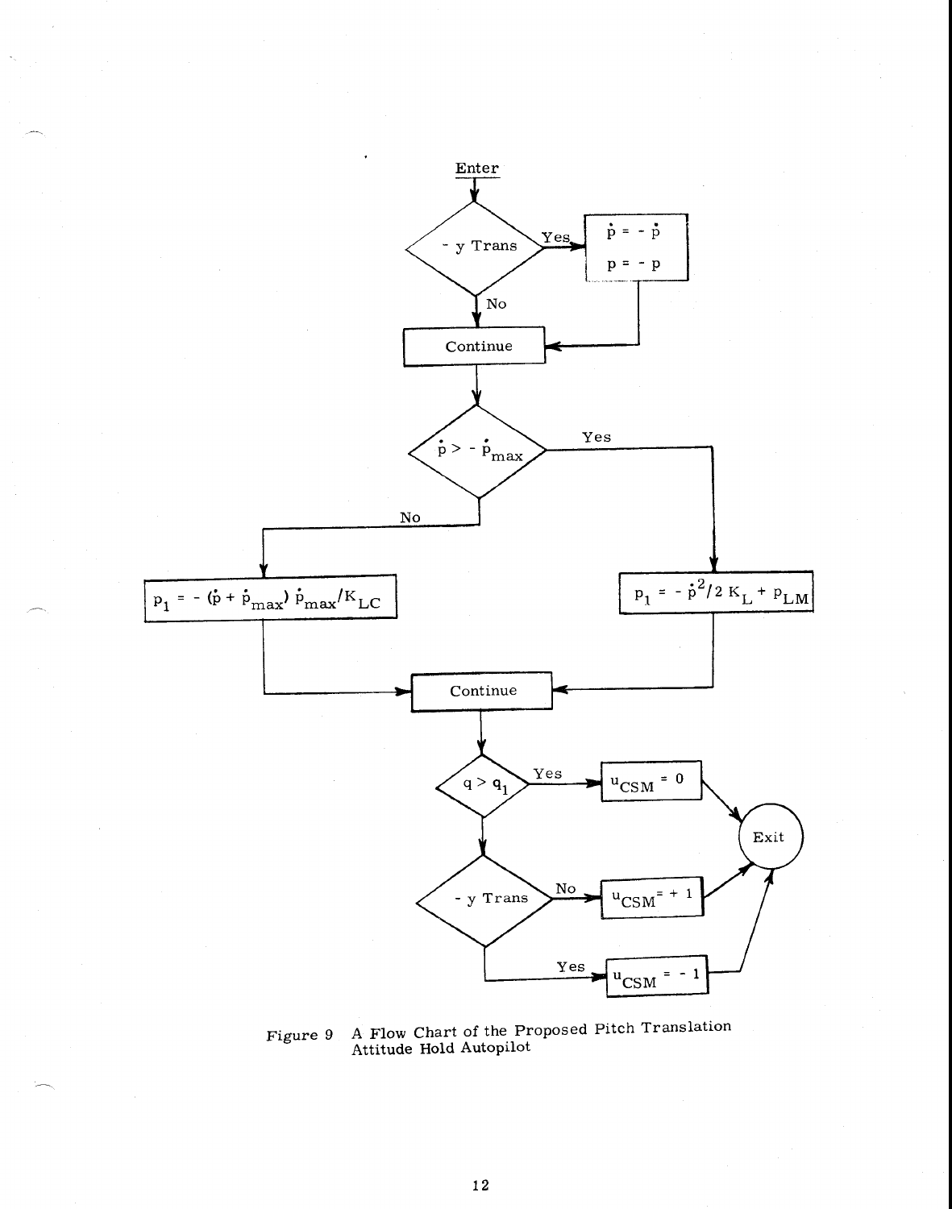Enter

- $-y$ Trans?
  - Yes: $\dot{p} = -\dot{p}$, $p = -p$
  - No: Continue

Continue

- $\dot{p} > -\dot{p}_{max}$?
  - No: $p_1 = -(\dot{p} + \dot{p}_{max})\,\dot{p}_{max}/K_{LC}$
  - Yes: $p_1 = -\dot{p}^2/2\,K_L + p_{LM}$

Continue

- $q > q_1$?
  - Yes: $u_{CSM} = 0$ → Exit
  - No: $-y$ Trans?
    - No: $u_{CSM} = +1$ → Exit
    - Yes: $u_{CSM} = -1$ → Exit

Figure 9 A Flow Chart of the Proposed Pitch Translation Attitude Hold Autopilot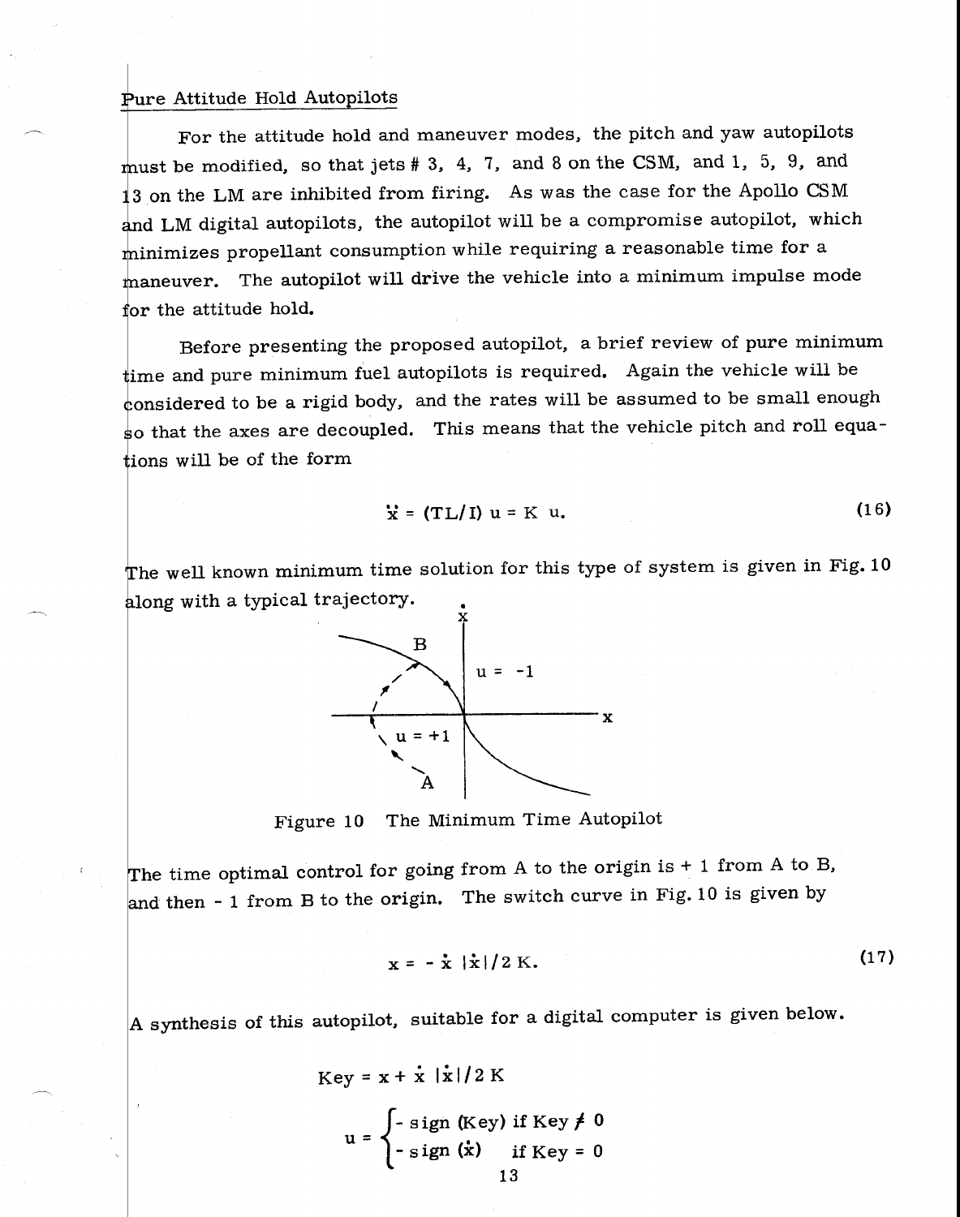## Pure Attitude Hold Autopilots

For the attitude hold and maneuver modes, the pitch and yaw autopilots must be modified, so that jets # 3, 4, 7, and 8 on the CSM, and 1, 5, 9, and 13 on the LM are inhibited from firing. As was the case for the Apollo CSM and LM digital autopilots, the autopilot will be a compromise autopilot, which minimizes propellant consumption while requiring a reasonable time for a maneuver. The autopilot will drive the vehicle into a minimum impulse mode for the attitude hold.

Before presenting the proposed autopilot, a brief review of pure minimum time and pure minimum fuel autopilots is required. Again the vehicle will be considered to be a rigid body, and the rates will be assumed to be small enough so that the axes are decoupled. This means that the vehicle pitch and roll equations will be of the form

$$\ddot{x} = (TL/I)\, u = K\, u. \tag{16}$$

The well known minimum time solution for this type of system is given in Fig. 10 along with a typical trajectory.

Figure 10 The Minimum Time Autopilot

The time optimal control for going from A to the origin is + 1 from A to B, and then - 1 from B to the origin. The switch curve in Fig. 10 is given by

$$x = - \dot{x}\, |\dot{x}| / 2\, K. \tag{17}$$

A synthesis of this autopilot, suitable for a digital computer is given below.

$$\text{Key} = x + \dot{x}\, |\dot{x}| / 2\, K$$

$$u = \begin{cases} -\operatorname{sign}(\text{Key}) & \text{if Key} \neq 0 \\ -\operatorname{sign}(\dot{x}) & \text{if Key} = 0 \end{cases}$$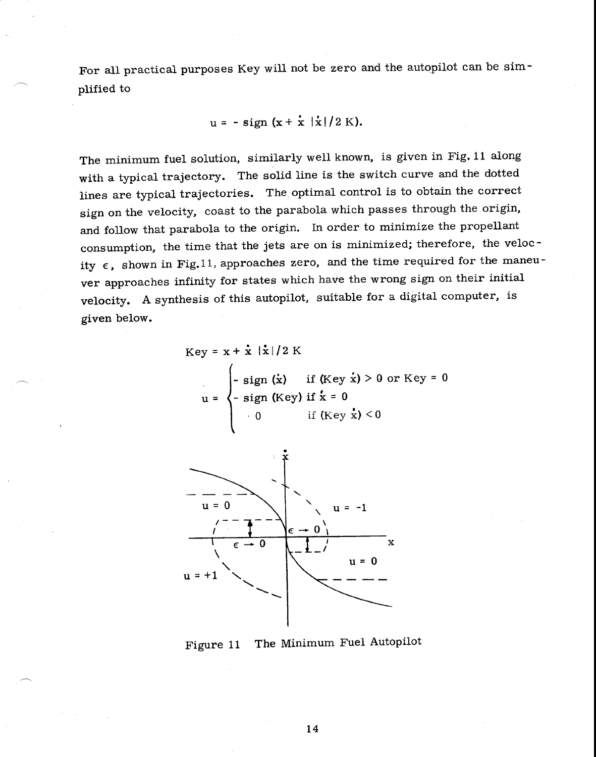For all practical purposes Key will not be zero and the autopilot can be simplified to

$$u = -\operatorname{sign}(x + \dot{x}\,|\dot{x}|/2K).$$

The minimum fuel solution, similarly well known, is given in Fig. 11 along with a typical trajectory. The solid line is the switch curve and the dotted lines are typical trajectories. The optimal control is to obtain the correct sign on the velocity, coast to the parabola which passes through the origin, and follow that parabola to the origin. In order to minimize the propellant consumption, the time that the jets are on is minimized; therefore, the velocity $\epsilon$, shown in Fig. 11, approaches zero, and the time required for the maneuver approaches infinity for states which have the wrong sign on their initial velocity. A synthesis of this autopilot, suitable for a digital computer, is given below.

$$\text{Key} = x + \dot{x}\,|\dot{x}|/2K$$

$$u = \begin{cases} -\operatorname{sign}(\dot{x}) & \text{if } (\text{Key}\ \dot{x}) > 0 \text{ or Key} = 0 \\ -\operatorname{sign}(\text{Key}) & \text{if } \dot{x} = 0 \\ 0 & \text{if } (\text{Key}\ \dot{x}) < 0 \end{cases}$$

Figure 11 The Minimum Fuel Autopilot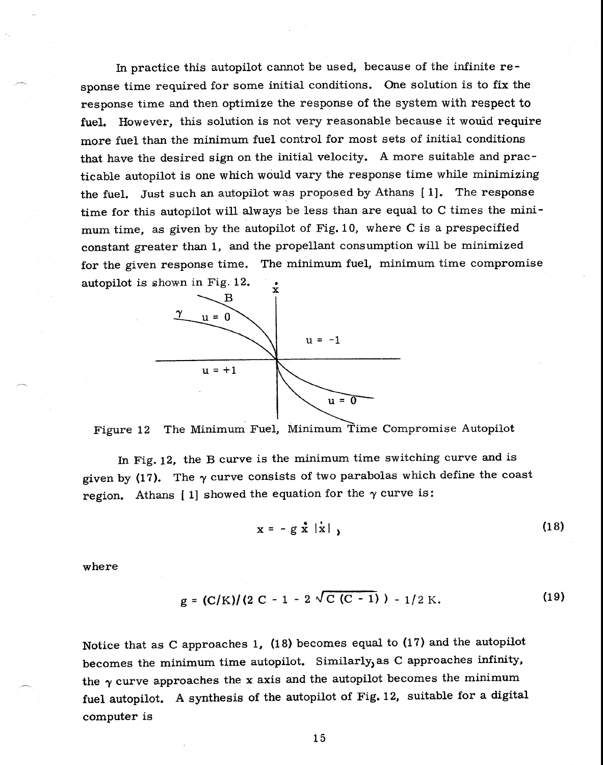In practice this autopilot cannot be used, because of the infinite response time required for some initial conditions. One solution is to fix the response time and then optimize the response of the system with respect to fuel. However, this solution is not very reasonable because it would require more fuel than the minimum fuel control for most sets of initial conditions that have the desired sign on the initial velocity. A more suitable and practicable autopilot is one which would vary the response time while minimizing the fuel. Just such an autopilot was proposed by Athans [1]. The response time for this autopilot will always be less than are equal to C times the minimum time, as given by the autopilot of Fig. 10, where C is a prespecified constant greater than 1, and the propellant consumption will be minimized for the given response time. The minimum fuel, minimum time compromise autopilot is shown in Fig. 12.

Figure 12 The Minimum Fuel, Minimum Time Compromise Autopilot

In Fig. 12, the B curve is the minimum time switching curve and is given by (17). The $\gamma$ curve consists of two parabolas which define the coast region. Athans [1] showed the equation for the $\gamma$ curve is:

$$x = - g \dot{x} |\dot{x}| , \tag{18}$$

where

$$g = (C/K)/(2 C - 1 - 2 \sqrt{C (C - 1)} ) - 1/2 K. \tag{19}$$

Notice that as C approaches 1, (18) becomes equal to (17) and the autopilot becomes the minimum time autopilot. Similarly, as C approaches infinity, the $\gamma$ curve approaches the x axis and the autopilot becomes the minimum fuel autopilot. A synthesis of the autopilot of Fig. 12, suitable for a digital computer is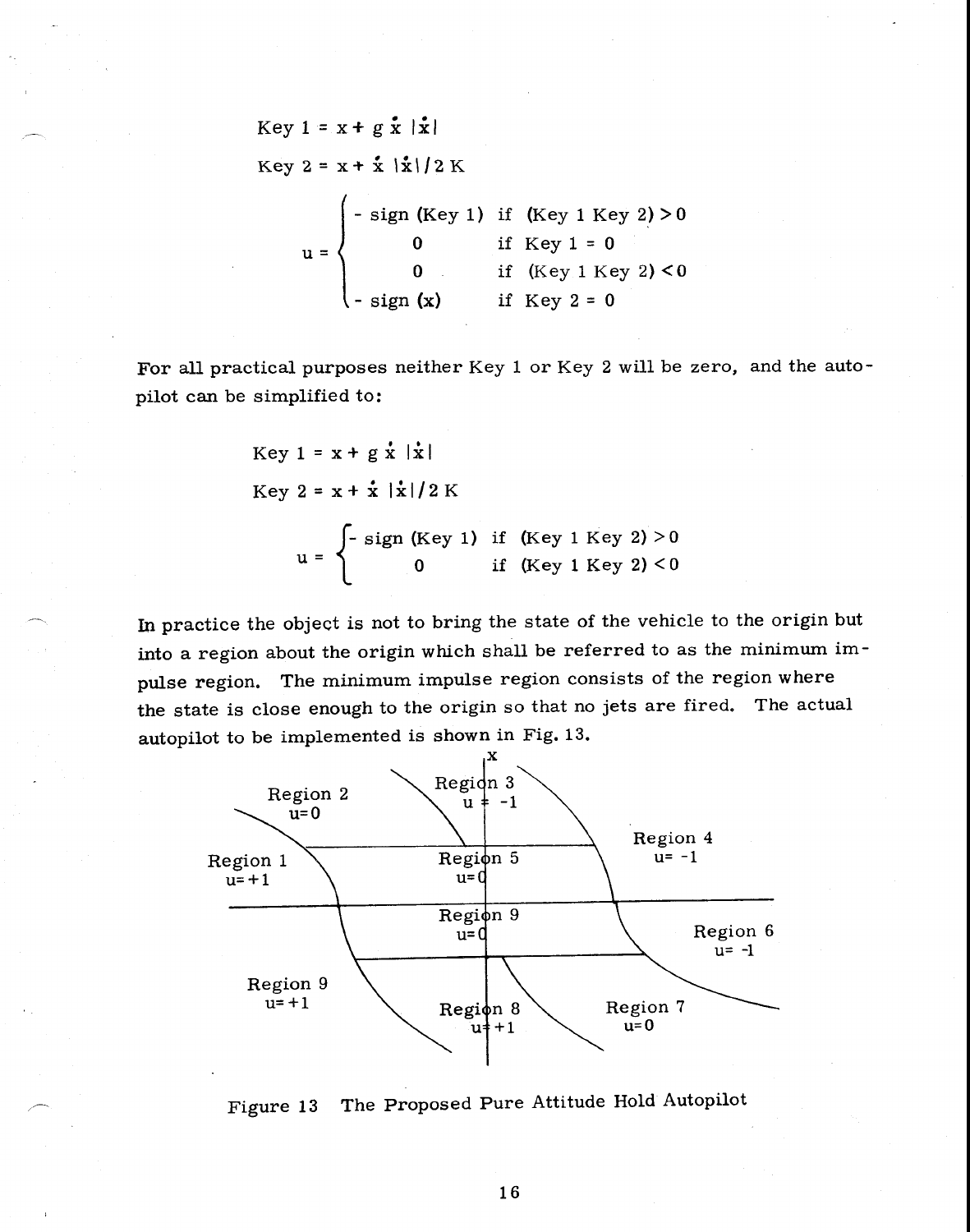$$\text{Key 1} = x + g\,\dot{x}\,|\dot{x}|$$

$$\text{Key 2} = x + \dot{x}\,|\dot{x}|/2\,K$$

$$u = \begin{cases} -\,\text{sign (Key 1)} & \text{if (Key 1 Key 2)} > 0 \\ 0 & \text{if Key 1} = 0 \\ 0 & \text{if (Key 1 Key 2)} < 0 \\ -\,\text{sign}\,(x) & \text{if Key 2} = 0 \end{cases}$$

For all practical purposes neither Key 1 or Key 2 will be zero, and the autopilot can be simplified to:

$$\text{Key 1} = x + g\,\dot{x}\,|\dot{x}|$$

$$\text{Key 2} = x + \dot{x}\,|\dot{x}|/2\,K$$

$$u = \begin{cases} -\,\text{sign (Key 1)} & \text{if (Key 1 Key 2)} > 0 \\ 0 & \text{if (Key 1 Key 2)} < 0 \end{cases}$$

In practice the object is not to bring the state of the vehicle to the origin but into a region about the origin which shall be referred to as the minimum impulse region. The minimum impulse region consists of the region where the state is close enough to the origin so that no jets are fired. The actual autopilot to be implemented is shown in Fig. 13.

Figure 13 The Proposed Pure Attitude Hold Autopilot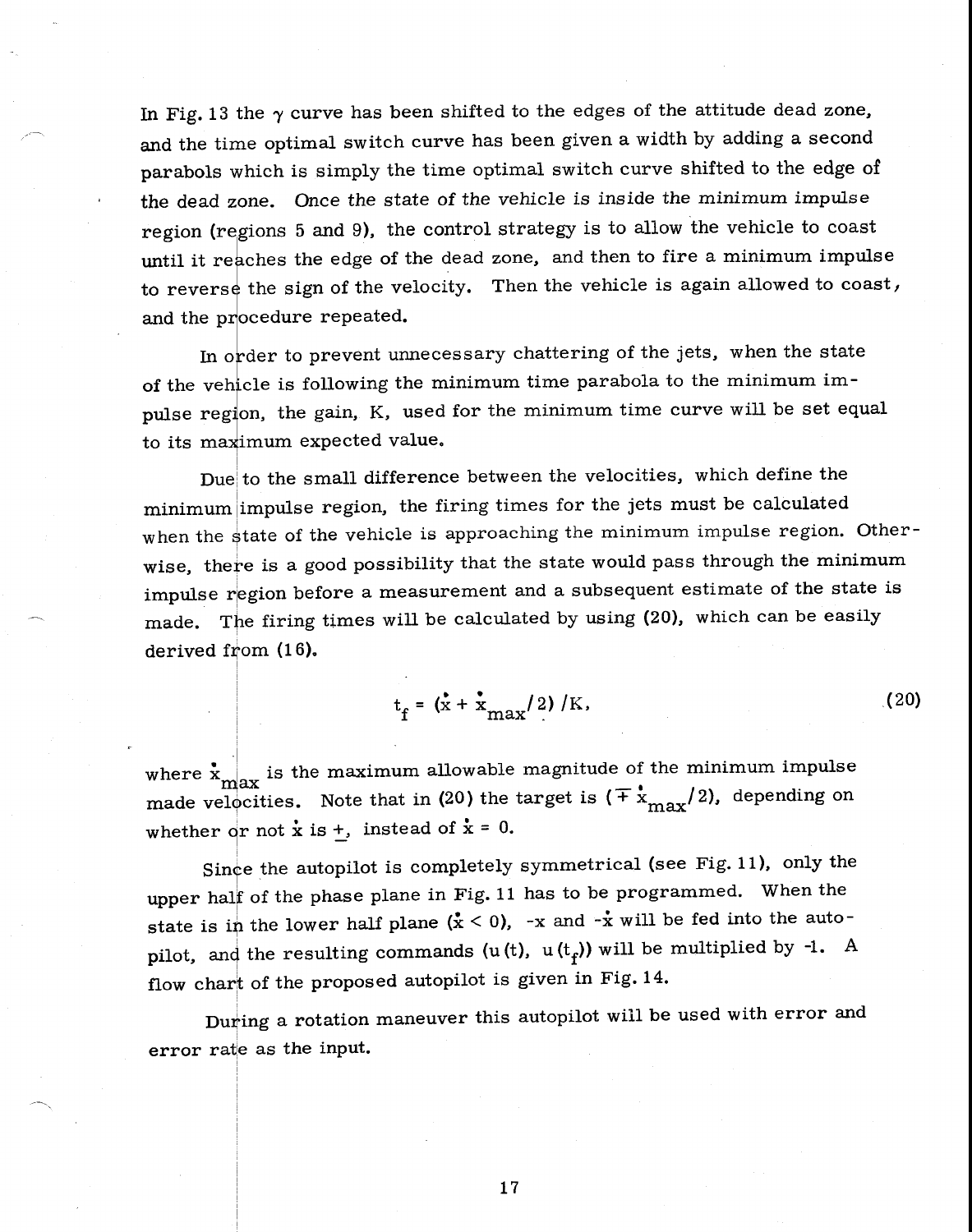In Fig. 13 the $\gamma$ curve has been shifted to the edges of the attitude dead zone, and the time optimal switch curve has been given a width by adding a second parabols which is simply the time optimal switch curve shifted to the edge of the dead zone. Once the state of the vehicle is inside the minimum impulse region (regions 5 and 9), the control strategy is to allow the vehicle to coast until it reaches the edge of the dead zone, and then to fire a minimum impulse to reverse the sign of the velocity. Then the vehicle is again allowed to coast, and the procedure repeated.

In order to prevent unnecessary chattering of the jets, when the state of the vehicle is following the minimum time parabola to the minimum impulse region, the gain, K, used for the minimum time curve will be set equal to its maximum expected value.

Due to the small difference between the velocities, which define the minimum impulse region, the firing times for the jets must be calculated when the state of the vehicle is approaching the minimum impulse region. Otherwise, there is a good possibility that the state would pass through the minimum impulse region before a measurement and a subsequent estimate of the state is made. The firing times will be calculated by using (20), which can be easily derived from (16).

$$t_f = (\dot{x} + \dot{x}_{max}/2)/K, \tag{20}$$

where $\dot{x}_{max}$ is the maximum allowable magnitude of the minimum impulse made velocities. Note that in (20) the target is $(\mp \dot{x}_{max}/2)$, depending on whether or not $\dot{x}$ is $\pm$, instead of $\dot{x} = 0$.

Since the autopilot is completely symmetrical (see Fig. 11), only the upper half of the phase plane in Fig. 11 has to be programmed. When the state is in the lower half plane ($\dot{x} < 0$), $-x$ and $-\dot{x}$ will be fed into the autopilot, and the resulting commands ($u(t)$, $u(t_f)$) will be multiplied by -1. A flow chart of the proposed autopilot is given in Fig. 14.

During a rotation maneuver this autopilot will be used with error and error rate as the input.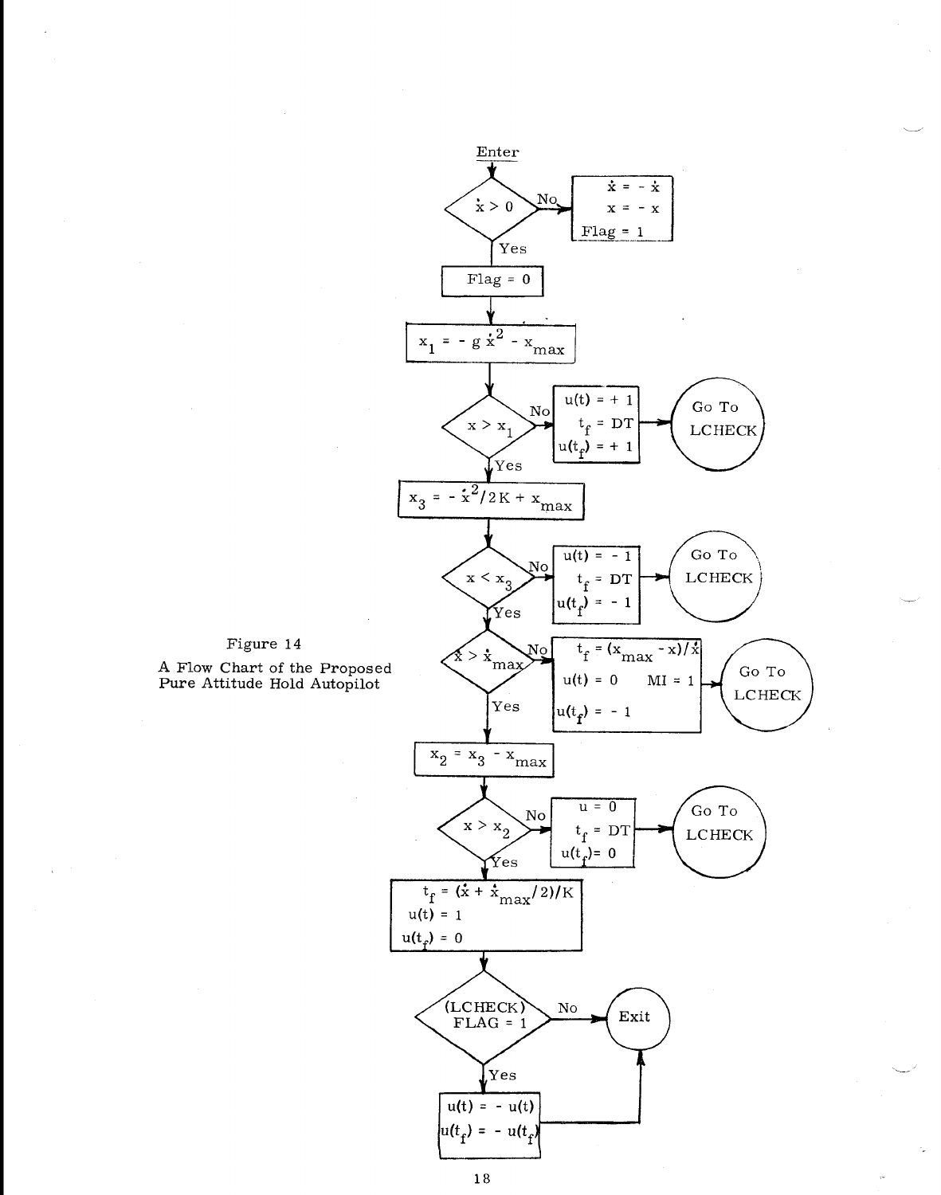Figure 14

A Flow Chart of the Proposed Pure Attitude Hold Autopilot

Enter

- Decision: $\dot{x} > 0$
  - No: $\dot{x} = -\dot{x}$, $x = -x$, Flag = 1
  - Yes: Flag = 0

$x_1 = -g\dot{x}^2 - x_{max}$

- Decision: $x > x_1$
  - No: $u(t) = +1$, $t_f = DT$, $u(t_f) = +1$ → Go To LCHECK
  - Yes: continue

$x_3 = -\dot{x}^2/2K + x_{max}$

- Decision: $x < x_3$
  - No: $u(t) = -1$, $t_f = DT$, $u(t_f) = -1$ → Go To LCHECK
  - Yes: continue

- Decision: $\dot{x} > \dot{x}_{max}$
  - No: $t_f = (x_{max} - x)/\dot{x}$, $u(t) = 0$, MI = 1, $u(t_f) = -1$ → Go To LCHECK
  - Yes: continue

$x_2 = x_3 - x_{max}$

- Decision: $x > x_2$
  - No: $u = 0$, $t_f = DT$, $u(t_f) = 0$ → Go To LCHECK
  - Yes: continue

$t_f = (\dot{x} + \dot{x}_{max}/2)/K$, $u(t) = 1$, $u(t_f) = 0$

- Decision: (LCHECK) FLAG = 1
  - No: Exit
  - Yes: $u(t) = -u(t)$, $u(t_f) = -u(t_f)$ → Exit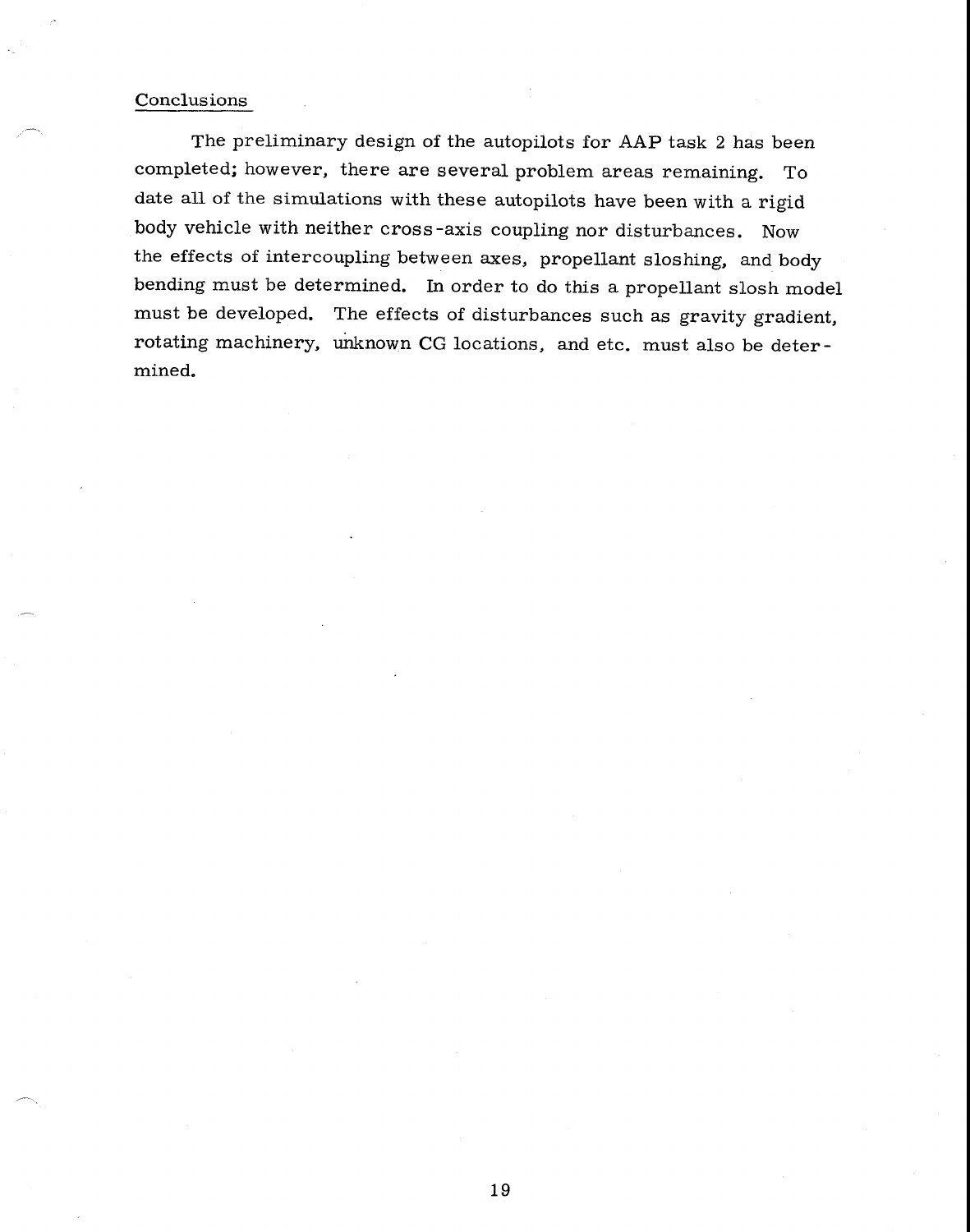## Conclusions

The preliminary design of the autopilots for AAP task 2 has been completed; however, there are several problem areas remaining. To date all of the simulations with these autopilots have been with a rigid body vehicle with neither cross-axis coupling nor disturbances. Now the effects of intercoupling between axes, propellant sloshing, and body bending must be determined. In order to do this a propellant slosh model must be developed. The effects of disturbances such as gravity gradient, rotating machinery, unknown CG locations, and etc. must also be determined.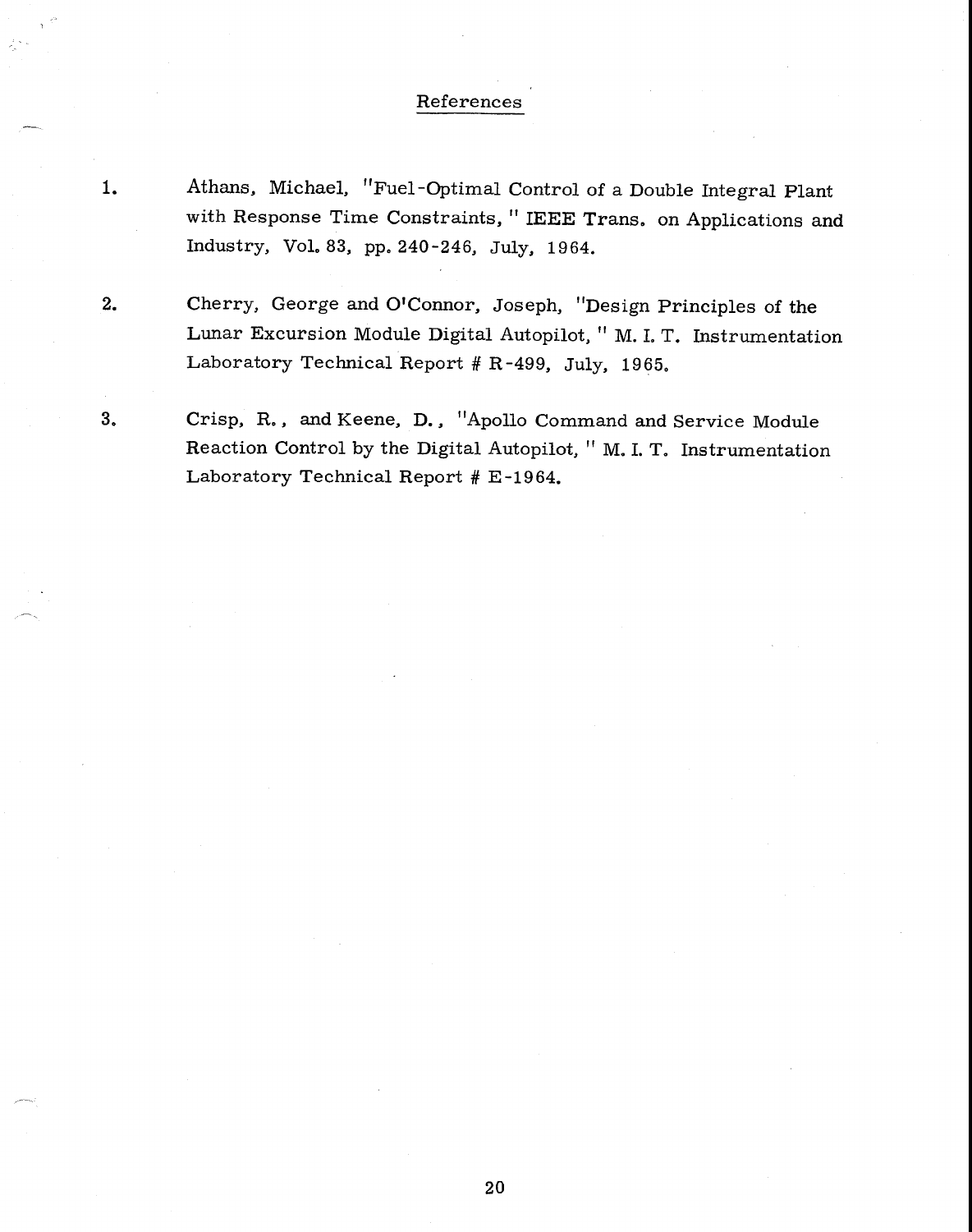## References

1. Athans, Michael, "Fuel-Optimal Control of a Double Integral Plant with Response Time Constraints," IEEE Trans. on Applications and Industry, Vol. 83, pp. 240-246, July, 1964.

2. Cherry, George and O'Connor, Joseph, "Design Principles of the Lunar Excursion Module Digital Autopilot," M. I. T. Instrumentation Laboratory Technical Report # R-499, July, 1965.

3. Crisp, R., and Keene, D., "Apollo Command and Service Module Reaction Control by the Digital Autopilot," M. I. T. Instrumentation Laboratory Technical Report # E-1964.